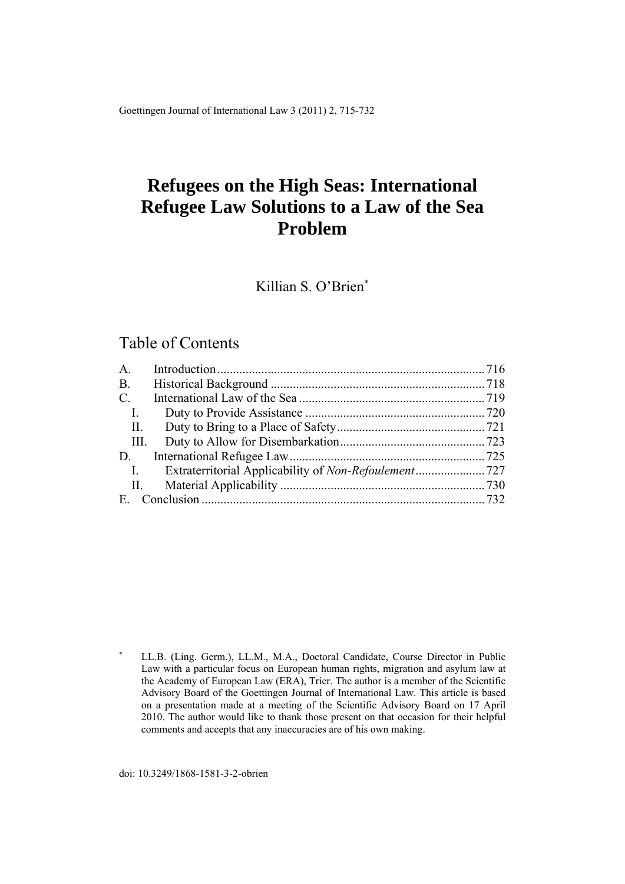# Refugees on the High Seas: International Refugee Law Solutions to a Law of the Sea Problem

Killian S. O'Brien[*]

## Table of Contents

| | | |
|---|---|---|
| A. | Introduction | 716 |
| B. | Historical Background | 718 |
| C. | International Law of the Sea | 719 |
| I. | Duty to Provide Assistance | 720 |
| II. | Duty to Bring to a Place of Safety | 721 |
| III. | Duty to Allow for Disembarkation | 723 |
| D. | International Refugee Law | 725 |
| I. | Extraterritorial Applicability of *Non-Refoulement* | 727 |
| II. | Material Applicability | 730 |
| E. | Conclusion | 732 |

[*] LL.B. (Ling. Germ.), LL.M., M.A., Doctoral Candidate, Course Director in Public Law with a particular focus on European human rights, migration and asylum law at the Academy of European Law (ERA), Trier. The author is a member of the Scientific Advisory Board of the Goettingen Journal of International Law. This article is based on a presentation made at a meeting of the Scientific Advisory Board on 17 April 2010. The author would like to thank those present on that occasion for their helpful comments and accepts that any inaccuracies are of his own making.

doi: 10.3249/1868-1581-3-2-obrien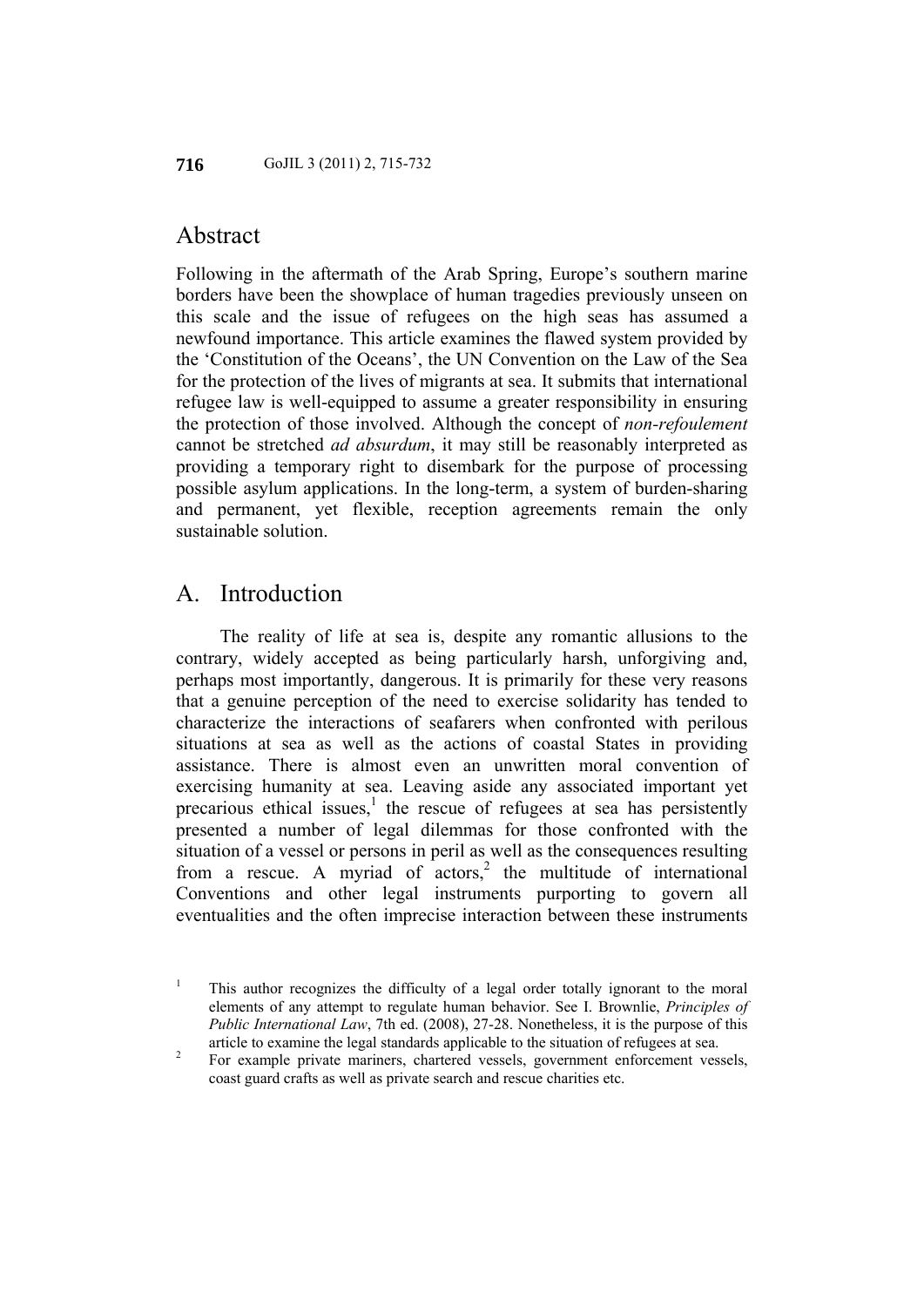## Abstract

Following in the aftermath of the Arab Spring, Europe's southern marine borders have been the showplace of human tragedies previously unseen on this scale and the issue of refugees on the high seas has assumed a newfound importance. This article examines the flawed system provided by the 'Constitution of the Oceans', the UN Convention on the Law of the Sea for the protection of the lives of migrants at sea. It submits that international refugee law is well-equipped to assume a greater responsibility in ensuring the protection of those involved. Although the concept of *non-refoulement* cannot be stretched *ad absurdum*, it may still be reasonably interpreted as providing a temporary right to disembark for the purpose of processing possible asylum applications. In the long-term, a system of burden-sharing and permanent, yet flexible, reception agreements remain the only sustainable solution.

## A. Introduction

The reality of life at sea is, despite any romantic allusions to the contrary, widely accepted as being particularly harsh, unforgiving and, perhaps most importantly, dangerous. It is primarily for these very reasons that a genuine perception of the need to exercise solidarity has tended to characterize the interactions of seafarers when confronted with perilous situations at sea as well as the actions of coastal States in providing assistance. There is almost even an unwritten moral convention of exercising humanity at sea. Leaving aside any associated important yet precarious ethical issues,[1] the rescue of refugees at sea has persistently presented a number of legal dilemmas for those confronted with the situation of a vessel or persons in peril as well as the consequences resulting from a rescue. A myriad of actors,[2] the multitude of international Conventions and other legal instruments purporting to govern all eventualities and the often imprecise interaction between these instruments

[1] This author recognizes the difficulty of a legal order totally ignorant to the moral elements of any attempt to regulate human behavior. See I. Brownlie, *Principles of Public International Law*, 7th ed. (2008), 27-28. Nonetheless, it is the purpose of this article to examine the legal standards applicable to the situation of refugees at sea.

[2] For example private mariners, chartered vessels, government enforcement vessels, coast guard crafts as well as private search and rescue charities etc.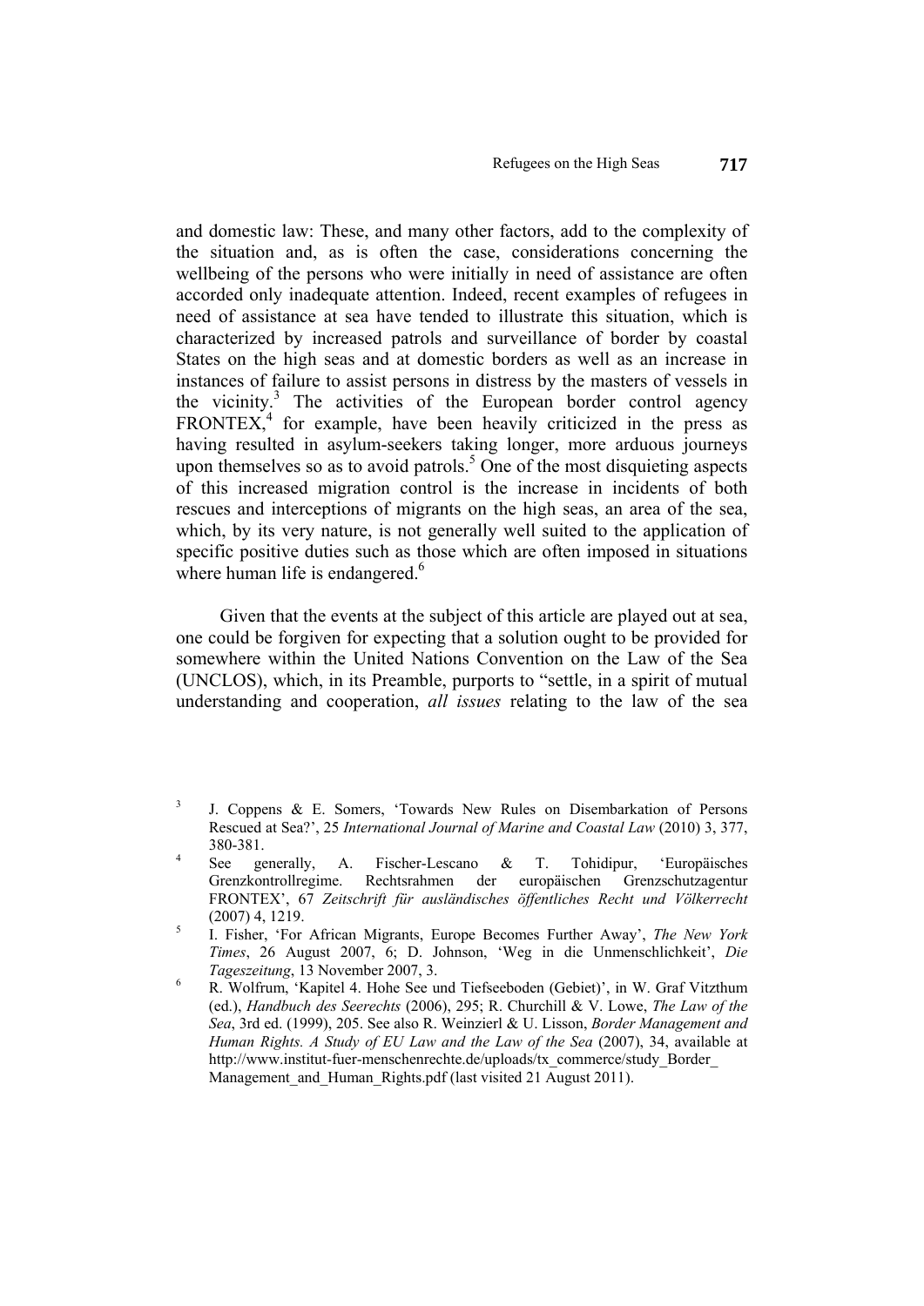and domestic law: These, and many other factors, add to the complexity of the situation and, as is often the case, considerations concerning the wellbeing of the persons who were initially in need of assistance are often accorded only inadequate attention. Indeed, recent examples of refugees in need of assistance at sea have tended to illustrate this situation, which is characterized by increased patrols and surveillance of border by coastal States on the high seas and at domestic borders as well as an increase in instances of failure to assist persons in distress by the masters of vessels in the vicinity.[3] The activities of the European border control agency FRONTEX,[4] for example, have been heavily criticized in the press as having resulted in asylum-seekers taking longer, more arduous journeys upon themselves so as to avoid patrols.[5] One of the most disquieting aspects of this increased migration control is the increase in incidents of both rescues and interceptions of migrants on the high seas, an area of the sea, which, by its very nature, is not generally well suited to the application of specific positive duties such as those which are often imposed in situations where human life is endangered.[6]

Given that the events at the subject of this article are played out at sea, one could be forgiven for expecting that a solution ought to be provided for somewhere within the United Nations Convention on the Law of the Sea (UNCLOS), which, in its Preamble, purports to "settle, in a spirit of mutual understanding and cooperation, *all issues* relating to the law of the sea

---

[3] J. Coppens & E. Somers, 'Towards New Rules on Disembarkation of Persons Rescued at Sea?', 25 *International Journal of Marine and Coastal Law* (2010) 3, 377, 380-381.

[4] See generally, A. Fischer-Lescano & T. Tohidipur, 'Europäisches Grenzkontrollregime. Rechtsrahmen der europäischen Grenzschutzagentur FRONTEX', 67 *Zeitschrift für ausländisches öffentliches Recht und Völkerrecht* (2007) 4, 1219.

[5] I. Fisher, 'For African Migrants, Europe Becomes Further Away', *The New York Times*, 26 August 2007, 6; D. Johnson, 'Weg in die Unmenschlichkeit', *Die Tageszeitung*, 13 November 2007, 3.

[6] R. Wolfrum, 'Kapitel 4. Hohe See und Tiefseeboden (Gebiet)', in W. Graf Vitzthum (ed.), *Handbuch des Seerechts* (2006), 295; R. Churchill & V. Lowe, *The Law of the Sea*, 3rd ed. (1999), 205. See also R. Weinzierl & U. Lisson, *Border Management and Human Rights. A Study of EU Law and the Law of the Sea* (2007), 34, available at http://www.institut-fuer-menschenrechte.de/uploads/tx_commerce/study_Border_Management_and_Human_Rights.pdf (last visited 21 August 2011).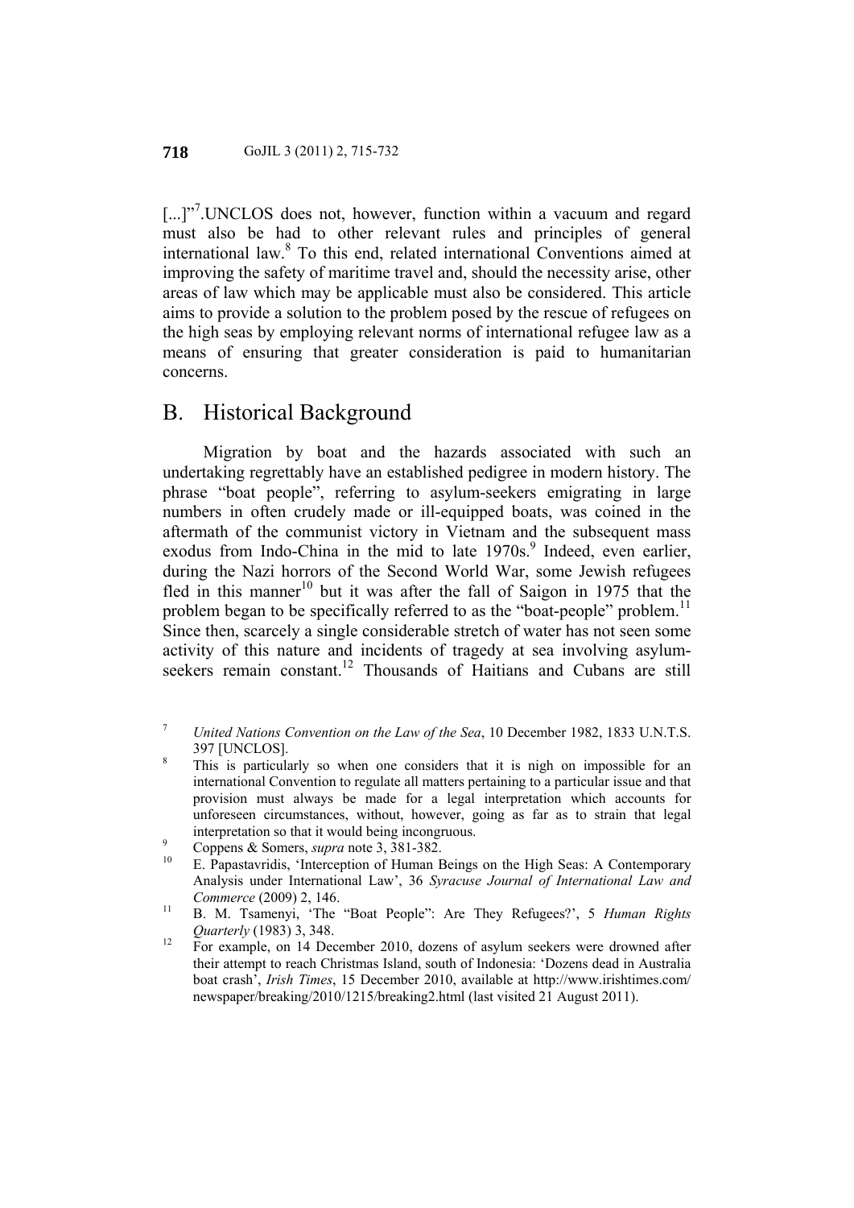[...]"[7].UNCLOS does not, however, function within a vacuum and regard must also be had to other relevant rules and principles of general international law.[8] To this end, related international Conventions aimed at improving the safety of maritime travel and, should the necessity arise, other areas of law which may be applicable must also be considered. This article aims to provide a solution to the problem posed by the rescue of refugees on the high seas by employing relevant norms of international refugee law as a means of ensuring that greater consideration is paid to humanitarian concerns.

## B. Historical Background

Migration by boat and the hazards associated with such an undertaking regrettably have an established pedigree in modern history. The phrase "boat people", referring to asylum-seekers emigrating in large numbers in often crudely made or ill-equipped boats, was coined in the aftermath of the communist victory in Vietnam and the subsequent mass exodus from Indo-China in the mid to late 1970s.[9] Indeed, even earlier, during the Nazi horrors of the Second World War, some Jewish refugees fled in this manner[10] but it was after the fall of Saigon in 1975 that the problem began to be specifically referred to as the "boat-people" problem.[11] Since then, scarcely a single considerable stretch of water has not seen some activity of this nature and incidents of tragedy at sea involving asylum-seekers remain constant.[12] Thousands of Haitians and Cubans are still

---

[7] *United Nations Convention on the Law of the Sea*, 10 December 1982, 1833 U.N.T.S. 397 [UNCLOS].

[8] This is particularly so when one considers that it is nigh on impossible for an international Convention to regulate all matters pertaining to a particular issue and that provision must always be made for a legal interpretation which accounts for unforeseen circumstances, without, however, going as far as to strain that legal interpretation so that it would being incongruous.

[9] Coppens & Somers, *supra* note 3, 381-382.

[10] E. Papastavridis, 'Interception of Human Beings on the High Seas: A Contemporary Analysis under International Law', 36 *Syracuse Journal of International Law and Commerce* (2009) 2, 146.

[11] B. M. Tsamenyi, 'The "Boat People": Are They Refugees?', 5 *Human Rights Quarterly* (1983) 3, 348.

[12] For example, on 14 December 2010, dozens of asylum seekers were drowned after their attempt to reach Christmas Island, south of Indonesia: 'Dozens dead in Australia boat crash', *Irish Times*, 15 December 2010, available at http://www.irishtimes.com/newspaper/breaking/2010/1215/breaking2.html (last visited 21 August 2011).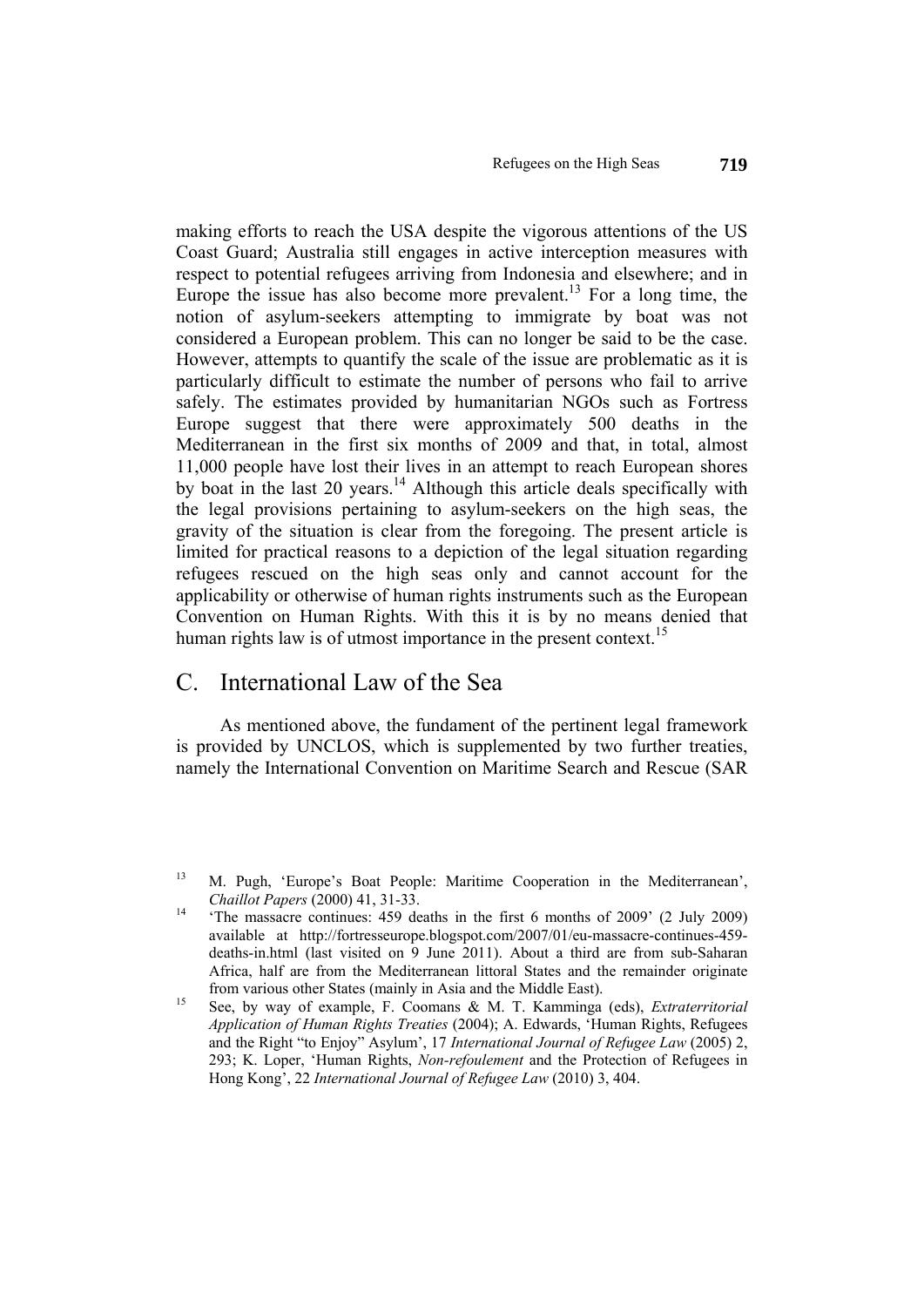making efforts to reach the USA despite the vigorous attentions of the US Coast Guard; Australia still engages in active interception measures with respect to potential refugees arriving from Indonesia and elsewhere; and in Europe the issue has also become more prevalent.[13] For a long time, the notion of asylum-seekers attempting to immigrate by boat was not considered a European problem. This can no longer be said to be the case. However, attempts to quantify the scale of the issue are problematic as it is particularly difficult to estimate the number of persons who fail to arrive safely. The estimates provided by humanitarian NGOs such as Fortress Europe suggest that there were approximately 500 deaths in the Mediterranean in the first six months of 2009 and that, in total, almost 11,000 people have lost their lives in an attempt to reach European shores by boat in the last 20 years.[14] Although this article deals specifically with the legal provisions pertaining to asylum-seekers on the high seas, the gravity of the situation is clear from the foregoing. The present article is limited for practical reasons to a depiction of the legal situation regarding refugees rescued on the high seas only and cannot account for the applicability or otherwise of human rights instruments such as the European Convention on Human Rights. With this it is by no means denied that human rights law is of utmost importance in the present context.[15]

## C. International Law of the Sea

As mentioned above, the fundament of the pertinent legal framework is provided by UNCLOS, which is supplemented by two further treaties, namely the International Convention on Maritime Search and Rescue (SAR

---

[13] M. Pugh, 'Europe's Boat People: Maritime Cooperation in the Mediterranean', *Chaillot Papers* (2000) 41, 31-33.

[14] 'The massacre continues: 459 deaths in the first 6 months of 2009' (2 July 2009) available at http://fortresseurope.blogspot.com/2007/01/eu-massacre-continues-459-deaths-in.html (last visited on 9 June 2011). About a third are from sub-Saharan Africa, half are from the Mediterranean littoral States and the remainder originate from various other States (mainly in Asia and the Middle East).

[15] See, by way of example, F. Coomans & M. T. Kamminga (eds), *Extraterritorial Application of Human Rights Treaties* (2004); A. Edwards, 'Human Rights, Refugees and the Right "to Enjoy" Asylum', 17 *International Journal of Refugee Law* (2005) 2, 293; K. Loper, 'Human Rights, *Non-refoulement* and the Protection of Refugees in Hong Kong', 22 *International Journal of Refugee Law* (2010) 3, 404.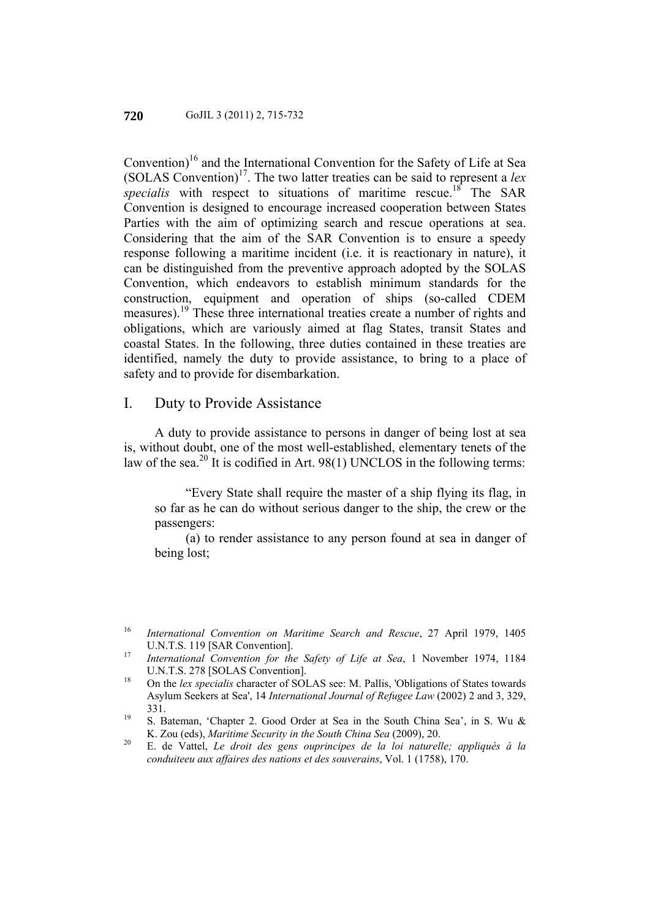Convention)[16] and the International Convention for the Safety of Life at Sea (SOLAS Convention)[17]. The two latter treaties can be said to represent a *lex specialis* with respect to situations of maritime rescue.[18] The SAR Convention is designed to encourage increased cooperation between States Parties with the aim of optimizing search and rescue operations at sea. Considering that the aim of the SAR Convention is to ensure a speedy response following a maritime incident (i.e. it is reactionary in nature), it can be distinguished from the preventive approach adopted by the SOLAS Convention, which endeavors to establish minimum standards for the construction, equipment and operation of ships (so-called CDEM measures).[19] These three international treaties create a number of rights and obligations, which are variously aimed at flag States, transit States and coastal States. In the following, three duties contained in these treaties are identified, namely the duty to provide assistance, to bring to a place of safety and to provide for disembarkation.

## I. Duty to Provide Assistance

A duty to provide assistance to persons in danger of being lost at sea is, without doubt, one of the most well-established, elementary tenets of the law of the sea.[20] It is codified in Art. 98(1) UNCLOS in the following terms:

> "Every State shall require the master of a ship flying its flag, in so far as he can do without serious danger to the ship, the crew or the passengers:
>
> (a) to render assistance to any person found at sea in danger of being lost;

---

[16] *International Convention on Maritime Search and Rescue*, 27 April 1979, 1405 U.N.T.S. 119 [SAR Convention].

[17] *International Convention for the Safety of Life at Sea*, 1 November 1974, 1184 U.N.T.S. 278 [SOLAS Convention].

[18] On the *lex specialis* character of SOLAS see: M. Pallis, 'Obligations of States towards Asylum Seekers at Sea', 14 *International Journal of Refugee Law* (2002) 2 and 3, 329, 331.

[19] S. Bateman, 'Chapter 2. Good Order at Sea in the South China Sea', in S. Wu & K. Zou (eds), *Maritime Security in the South China Sea* (2009), 20.

[20] E. de Vattel, *Le droit des gens ouprincipes de la loi naturelle; appliqués à la conduiteeu aux affaires des nations et des souverains*, Vol. 1 (1758), 170.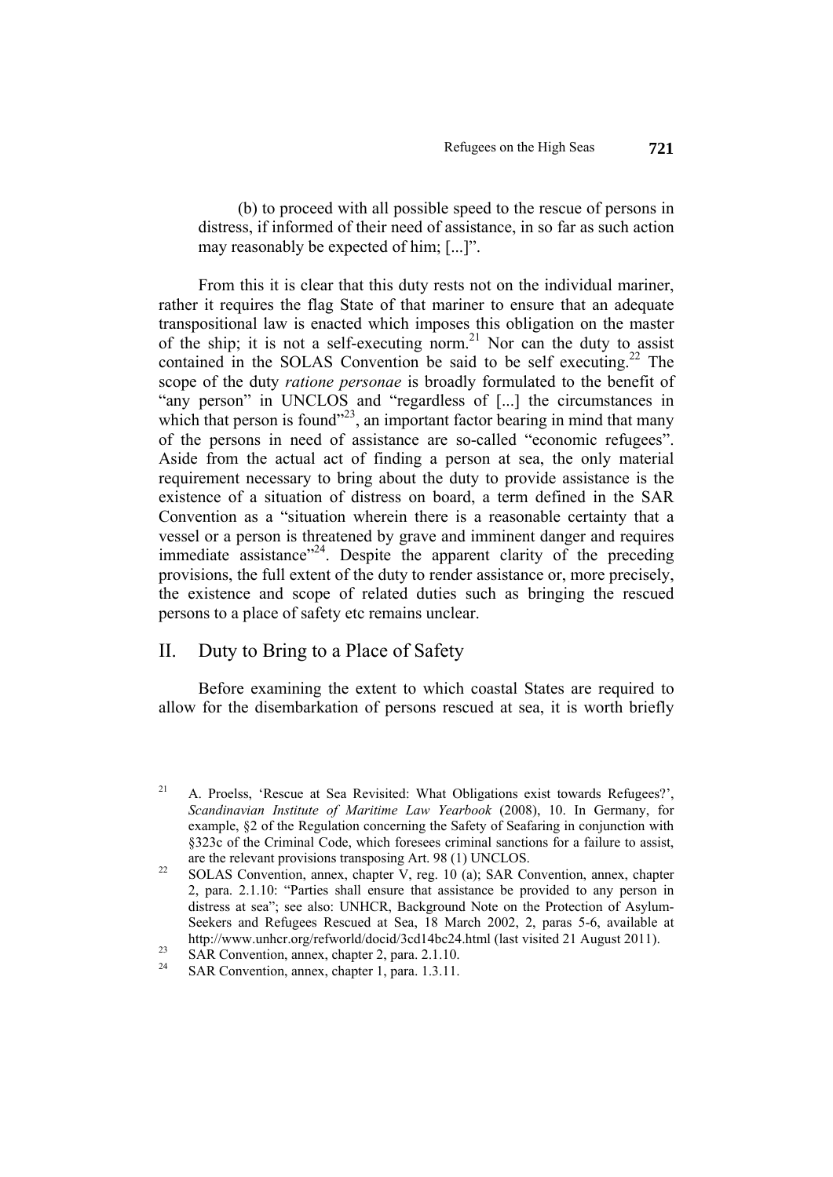(b) to proceed with all possible speed to the rescue of persons in distress, if informed of their need of assistance, in so far as such action may reasonably be expected of him; [...]".

From this it is clear that this duty rests not on the individual mariner, rather it requires the flag State of that mariner to ensure that an adequate transpositional law is enacted which imposes this obligation on the master of the ship; it is not a self-executing norm.[21] Nor can the duty to assist contained in the SOLAS Convention be said to be self executing.[22] The scope of the duty *ratione personae* is broadly formulated to the benefit of "any person" in UNCLOS and "regardless of [...] the circumstances in which that person is found"[23], an important factor bearing in mind that many of the persons in need of assistance are so-called "economic refugees". Aside from the actual act of finding a person at sea, the only material requirement necessary to bring about the duty to provide assistance is the existence of a situation of distress on board, a term defined in the SAR Convention as a "situation wherein there is a reasonable certainty that a vessel or a person is threatened by grave and imminent danger and requires immediate assistance"[24]. Despite the apparent clarity of the preceding provisions, the full extent of the duty to render assistance or, more precisely, the existence and scope of related duties such as bringing the rescued persons to a place of safety etc remains unclear.

## II. Duty to Bring to a Place of Safety

Before examining the extent to which coastal States are required to allow for the disembarkation of persons rescued at sea, it is worth briefly

---

[21] A. Proelss, 'Rescue at Sea Revisited: What Obligations exist towards Refugees?', *Scandinavian Institute of Maritime Law Yearbook* (2008), 10. In Germany, for example, §2 of the Regulation concerning the Safety of Seafaring in conjunction with §323c of the Criminal Code, which foresees criminal sanctions for a failure to assist, are the relevant provisions transposing Art. 98 (1) UNCLOS.

[22] SOLAS Convention, annex, chapter V, reg. 10 (a); SAR Convention, annex, chapter 2, para. 2.1.10: "Parties shall ensure that assistance be provided to any person in distress at sea"; see also: UNHCR, Background Note on the Protection of Asylum-Seekers and Refugees Rescued at Sea, 18 March 2002, 2, paras 5-6, available at http://www.unhcr.org/refworld/docid/3cd14bc24.html (last visited 21 August 2011).

[23] SAR Convention, annex, chapter 2, para. 2.1.10.

[24] SAR Convention, annex, chapter 1, para. 1.3.11.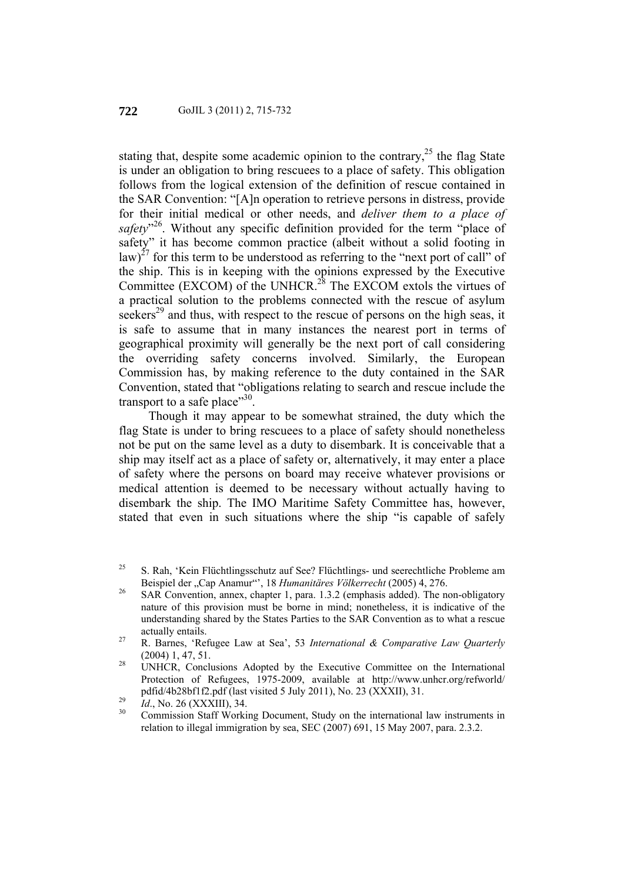stating that, despite some academic opinion to the contrary,[25] the flag State is under an obligation to bring rescuees to a place of safety. This obligation follows from the logical extension of the definition of rescue contained in the SAR Convention: "[A]n operation to retrieve persons in distress, provide for their initial medical or other needs, and *deliver them to a place of safety*"[26]. Without any specific definition provided for the term "place of safety" it has become common practice (albeit without a solid footing in law)[27] for this term to be understood as referring to the "next port of call" of the ship. This is in keeping with the opinions expressed by the Executive Committee (EXCOM) of the UNHCR.[28] The EXCOM extols the virtues of a practical solution to the problems connected with the rescue of asylum seekers[29] and thus, with respect to the rescue of persons on the high seas, it is safe to assume that in many instances the nearest port in terms of geographical proximity will generally be the next port of call considering the overriding safety concerns involved. Similarly, the European Commission has, by making reference to the duty contained in the SAR Convention, stated that "obligations relating to search and rescue include the transport to a safe place"[30].

Though it may appear to be somewhat strained, the duty which the flag State is under to bring rescuees to a place of safety should nonetheless not be put on the same level as a duty to disembark. It is conceivable that a ship may itself act as a place of safety or, alternatively, it may enter a place of safety where the persons on board may receive whatever provisions or medical attention is deemed to be necessary without actually having to disembark the ship. The IMO Maritime Safety Committee has, however, stated that even in such situations where the ship "is capable of safely

---

[25] S. Rah, 'Kein Flüchtlingsschutz auf See? Flüchtlings- und seerechtliche Probleme am Beispiel der „Cap Anamur"', 18 *Humanitäres Völkerrecht* (2005) 4, 276.

[26] SAR Convention, annex, chapter 1, para. 1.3.2 (emphasis added). The non-obligatory nature of this provision must be borne in mind; nonetheless, it is indicative of the understanding shared by the States Parties to the SAR Convention as to what a rescue actually entails.

[27] R. Barnes, 'Refugee Law at Sea', 53 *International & Comparative Law Quarterly* (2004) 1, 47, 51.

[28] UNHCR, Conclusions Adopted by the Executive Committee on the International Protection of Refugees, 1975-2009, available at http://www.unhcr.org/refworld/pdfid/4b28bf1f2.pdf (last visited 5 July 2011), No. 23 (XXXII), 31.

[29] *Id*., No. 26 (XXXIII), 34.

[30] Commission Staff Working Document, Study on the international law instruments in relation to illegal immigration by sea, SEC (2007) 691, 15 May 2007, para. 2.3.2.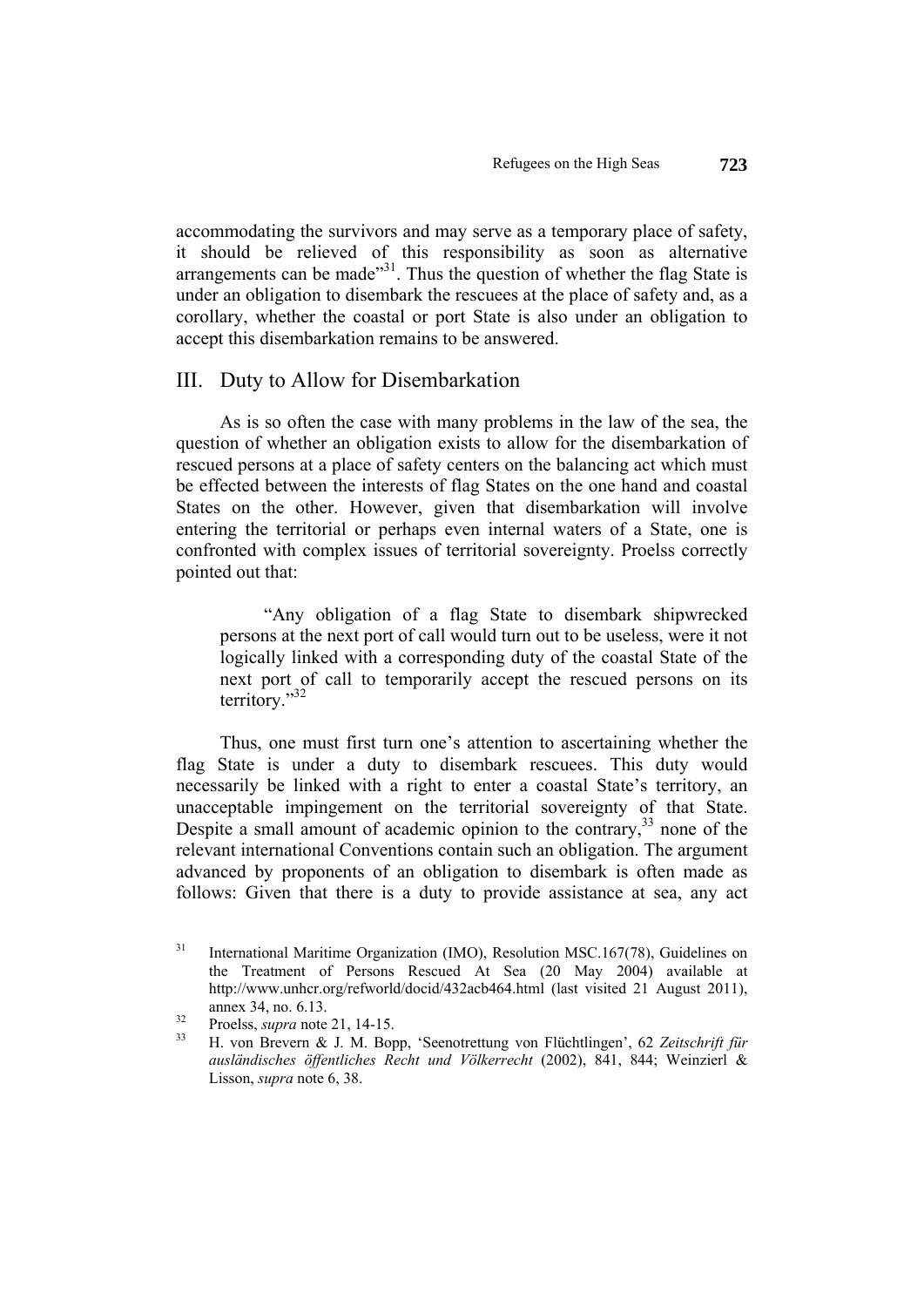accommodating the survivors and may serve as a temporary place of safety, it should be relieved of this responsibility as soon as alternative arrangements can be made"[31]. Thus the question of whether the flag State is under an obligation to disembark the rescuees at the place of safety and, as a corollary, whether the coastal or port State is also under an obligation to accept this disembarkation remains to be answered.

## III. Duty to Allow for Disembarkation

As is so often the case with many problems in the law of the sea, the question of whether an obligation exists to allow for the disembarkation of rescued persons at a place of safety centers on the balancing act which must be effected between the interests of flag States on the one hand and coastal States on the other. However, given that disembarkation will involve entering the territorial or perhaps even internal waters of a State, one is confronted with complex issues of territorial sovereignty. Proelss correctly pointed out that:

> "Any obligation of a flag State to disembark shipwrecked persons at the next port of call would turn out to be useless, were it not logically linked with a corresponding duty of the coastal State of the next port of call to temporarily accept the rescued persons on its territory."[32]

Thus, one must first turn one's attention to ascertaining whether the flag State is under a duty to disembark rescuees. This duty would necessarily be linked with a right to enter a coastal State's territory, an unacceptable impingement on the territorial sovereignty of that State. Despite a small amount of academic opinion to the contrary,[33] none of the relevant international Conventions contain such an obligation. The argument advanced by proponents of an obligation to disembark is often made as follows: Given that there is a duty to provide assistance at sea, any act

---

[31] International Maritime Organization (IMO), Resolution MSC.167(78), Guidelines on the Treatment of Persons Rescued At Sea (20 May 2004) available at http://www.unhcr.org/refworld/docid/432acb464.html (last visited 21 August 2011), annex 34, no. 6.13.

[32] Proelss, *supra* note 21, 14-15.

[33] H. von Brevern & J. M. Bopp, 'Seenotrettung von Flüchtlingen', 62 *Zeitschrift für ausländisches öffentliches Recht und Völkerrecht* (2002), 841, 844; Weinzierl & Lisson, *supra* note 6, 38.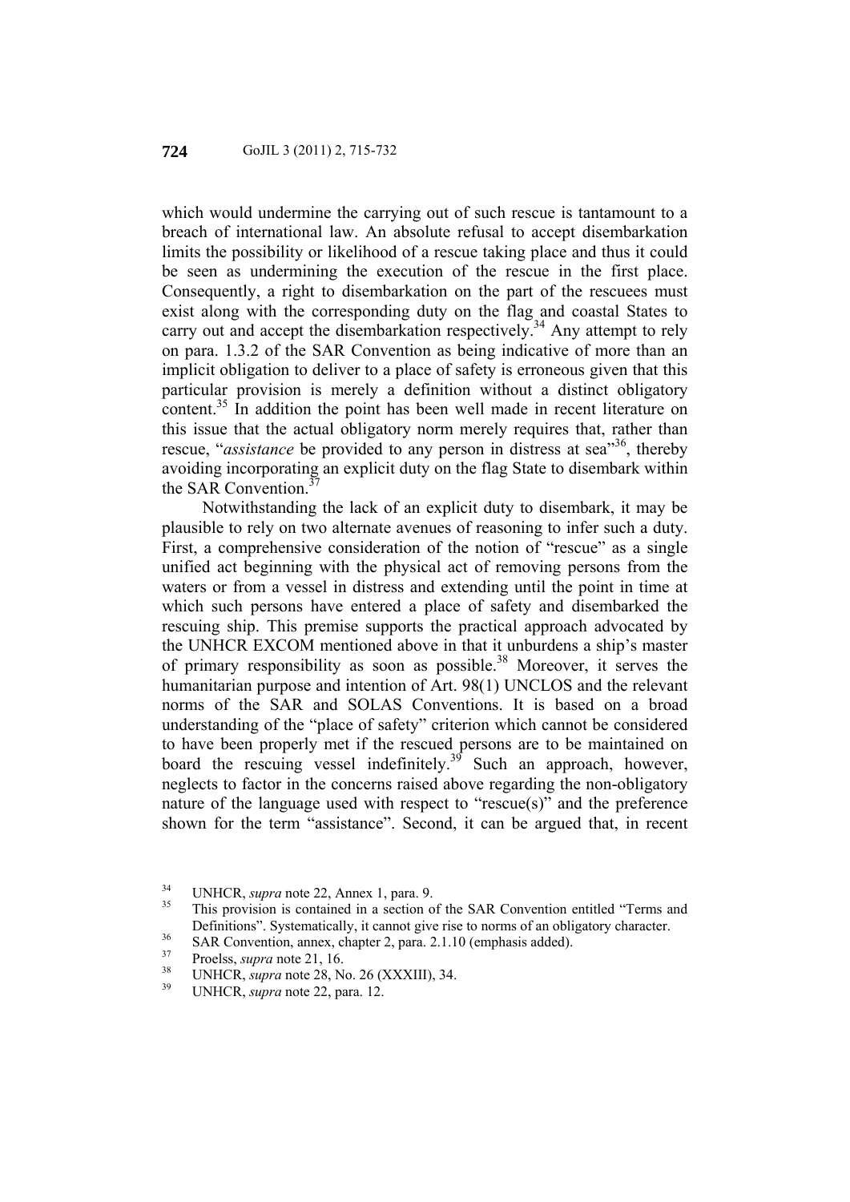which would undermine the carrying out of such rescue is tantamount to a breach of international law. An absolute refusal to accept disembarkation limits the possibility or likelihood of a rescue taking place and thus it could be seen as undermining the execution of the rescue in the first place. Consequently, a right to disembarkation on the part of the rescuees must exist along with the corresponding duty on the flag and coastal States to carry out and accept the disembarkation respectively.[34] Any attempt to rely on para. 1.3.2 of the SAR Convention as being indicative of more than an implicit obligation to deliver to a place of safety is erroneous given that this particular provision is merely a definition without a distinct obligatory content.[35] In addition the point has been well made in recent literature on this issue that the actual obligatory norm merely requires that, rather than rescue, "*assistance* be provided to any person in distress at sea"[36], thereby avoiding incorporating an explicit duty on the flag State to disembark within the SAR Convention.[37]

Notwithstanding the lack of an explicit duty to disembark, it may be plausible to rely on two alternate avenues of reasoning to infer such a duty. First, a comprehensive consideration of the notion of "rescue" as a single unified act beginning with the physical act of removing persons from the waters or from a vessel in distress and extending until the point in time at which such persons have entered a place of safety and disembarked the rescuing ship. This premise supports the practical approach advocated by the UNHCR EXCOM mentioned above in that it unburdens a ship's master of primary responsibility as soon as possible.[38] Moreover, it serves the humanitarian purpose and intention of Art. 98(1) UNCLOS and the relevant norms of the SAR and SOLAS Conventions. It is based on a broad understanding of the "place of safety" criterion which cannot be considered to have been properly met if the rescued persons are to be maintained on board the rescuing vessel indefinitely.[39] Such an approach, however, neglects to factor in the concerns raised above regarding the non-obligatory nature of the language used with respect to "rescue(s)" and the preference shown for the term "assistance". Second, it can be argued that, in recent

---

[34] UNHCR, *supra* note 22, Annex 1, para. 9.

[35] This provision is contained in a section of the SAR Convention entitled "Terms and Definitions". Systematically, it cannot give rise to norms of an obligatory character.

[36] SAR Convention, annex, chapter 2, para. 2.1.10 (emphasis added).

[37] Proelss, *supra* note 21, 16.

[38] UNHCR, *supra* note 28, No. 26 (XXXIII), 34.

[39] UNHCR, *supra* note 22, para. 12.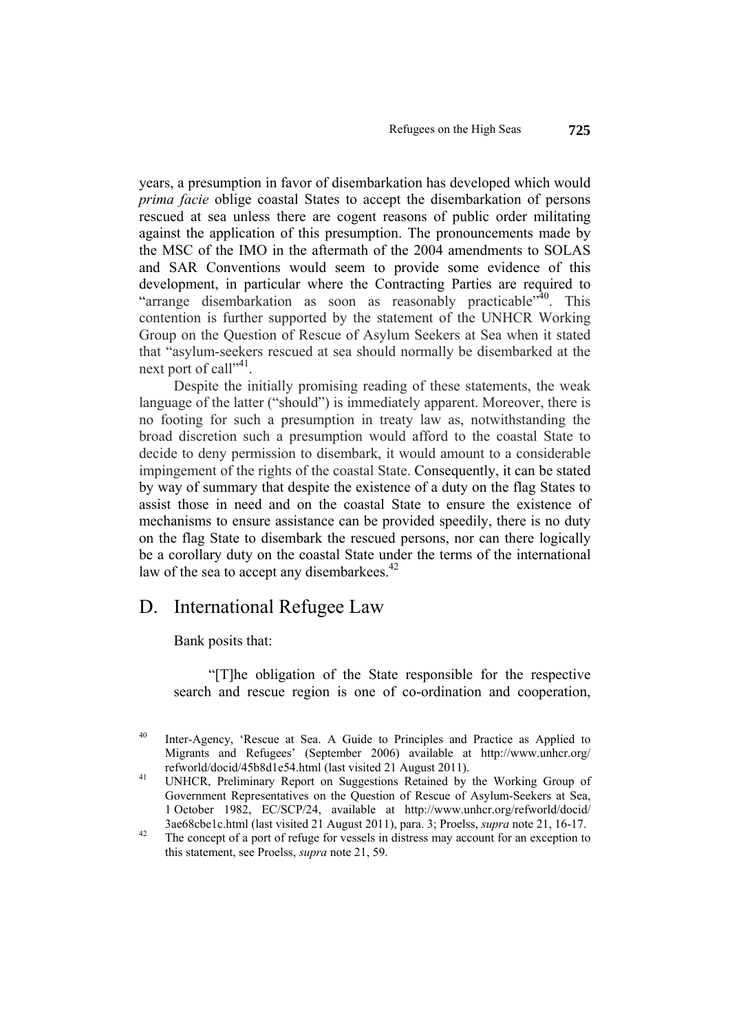years, a presumption in favor of disembarkation has developed which would *prima facie* oblige coastal States to accept the disembarkation of persons rescued at sea unless there are cogent reasons of public order militating against the application of this presumption. The pronouncements made by the MSC of the IMO in the aftermath of the 2004 amendments to SOLAS and SAR Conventions would seem to provide some evidence of this development, in particular where the Contracting Parties are required to "arrange disembarkation as soon as reasonably practicable"[40]. This contention is further supported by the statement of the UNHCR Working Group on the Question of Rescue of Asylum Seekers at Sea when it stated that "asylum-seekers rescued at sea should normally be disembarked at the next port of call"[41].

Despite the initially promising reading of these statements, the weak language of the latter ("should") is immediately apparent. Moreover, there is no footing for such a presumption in treaty law as, notwithstanding the broad discretion such a presumption would afford to the coastal State to decide to deny permission to disembark, it would amount to a considerable impingement of the rights of the coastal State. Consequently, it can be stated by way of summary that despite the existence of a duty on the flag States to assist those in need and on the coastal State to ensure the existence of mechanisms to ensure assistance can be provided speedily, there is no duty on the flag State to disembark the rescued persons, nor can there logically be a corollary duty on the coastal State under the terms of the international law of the sea to accept any disembarkees.[42]

## D. International Refugee Law

Bank posits that:

> "[T]he obligation of the State responsible for the respective search and rescue region is one of co-ordination and cooperation,

---

[40] Inter-Agency, 'Rescue at Sea. A Guide to Principles and Practice as Applied to Migrants and Refugees' (September 2006) available at http://www.unhcr.org/refworld/docid/45b8d1e54.html (last visited 21 August 2011).

[41] UNHCR, Preliminary Report on Suggestions Retained by the Working Group of Government Representatives on the Question of Rescue of Asylum-Seekers at Sea, 1 October 1982, EC/SCP/24, available at http://www.unhcr.org/refworld/docid/3ae68cbe1c.html (last visited 21 August 2011), para. 3; Proelss, *supra* note 21, 16-17.

[42] The concept of a port of refuge for vessels in distress may account for an exception to this statement, see Proelss, *supra* note 21, 59.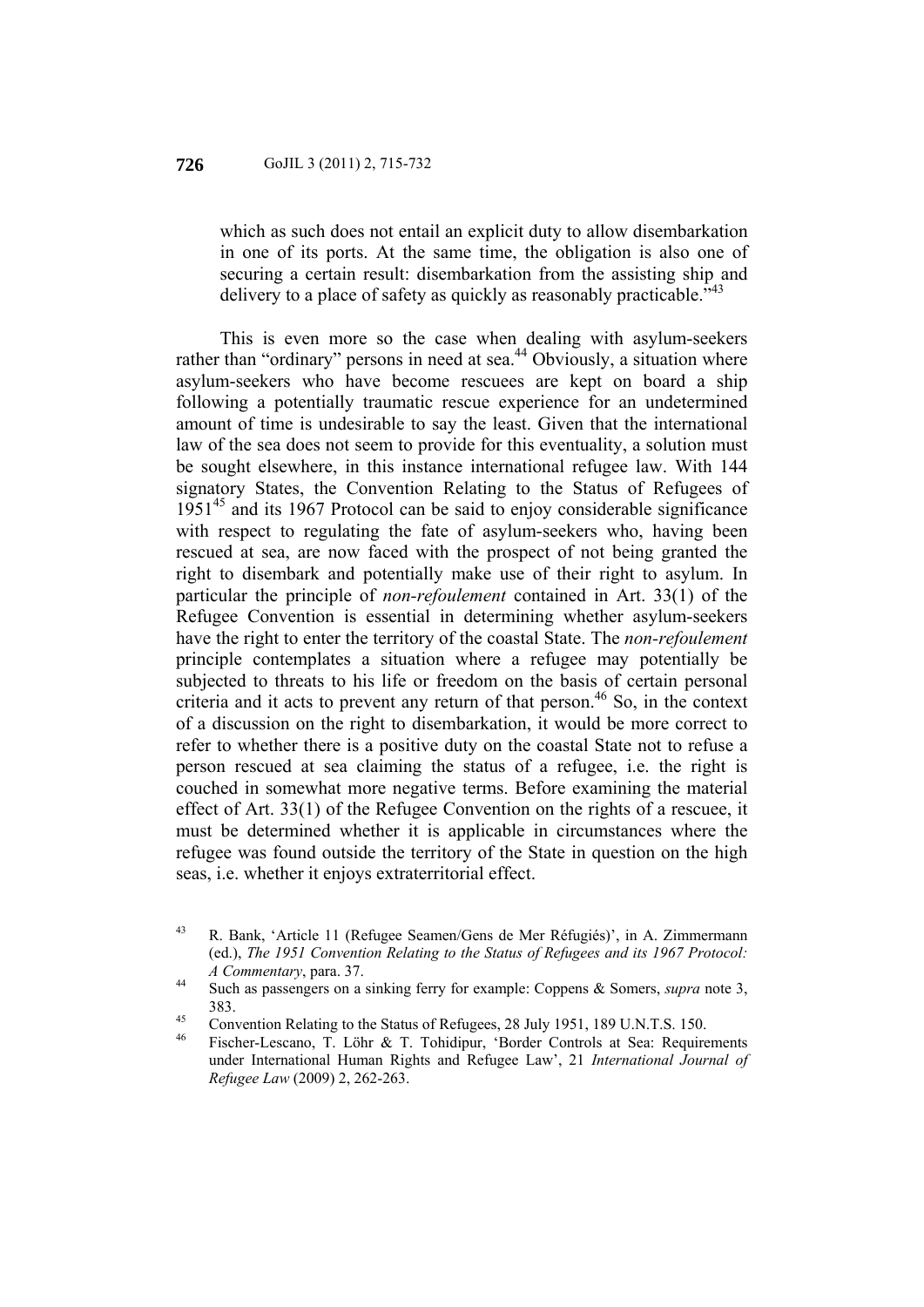which as such does not entail an explicit duty to allow disembarkation in one of its ports. At the same time, the obligation is also one of securing a certain result: disembarkation from the assisting ship and delivery to a place of safety as quickly as reasonably practicable."[43]

This is even more so the case when dealing with asylum-seekers rather than "ordinary" persons in need at sea.[44] Obviously, a situation where asylum-seekers who have become rescuees are kept on board a ship following a potentially traumatic rescue experience for an undetermined amount of time is undesirable to say the least. Given that the international law of the sea does not seem to provide for this eventuality, a solution must be sought elsewhere, in this instance international refugee law. With 144 signatory States, the Convention Relating to the Status of Refugees of 1951[45] and its 1967 Protocol can be said to enjoy considerable significance with respect to regulating the fate of asylum-seekers who, having been rescued at sea, are now faced with the prospect of not being granted the right to disembark and potentially make use of their right to asylum. In particular the principle of *non-refoulement* contained in Art. 33(1) of the Refugee Convention is essential in determining whether asylum-seekers have the right to enter the territory of the coastal State. The *non-refoulement* principle contemplates a situation where a refugee may potentially be subjected to threats to his life or freedom on the basis of certain personal criteria and it acts to prevent any return of that person.[46] So, in the context of a discussion on the right to disembarkation, it would be more correct to refer to whether there is a positive duty on the coastal State not to refuse a person rescued at sea claiming the status of a refugee, i.e. the right is couched in somewhat more negative terms. Before examining the material effect of Art. 33(1) of the Refugee Convention on the rights of a rescuee, it must be determined whether it is applicable in circumstances where the refugee was found outside the territory of the State in question on the high seas, i.e. whether it enjoys extraterritorial effect.

---

[43] R. Bank, 'Article 11 (Refugee Seamen/Gens de Mer Réfugiés)', in A. Zimmermann (ed.), *The 1951 Convention Relating to the Status of Refugees and its 1967 Protocol: A Commentary*, para. 37.

[44] Such as passengers on a sinking ferry for example: Coppens & Somers, *supra* note 3, 383.

[45] Convention Relating to the Status of Refugees, 28 July 1951, 189 U.N.T.S. 150.

[46] Fischer-Lescano, T. Löhr & T. Tohidipur, 'Border Controls at Sea: Requirements under International Human Rights and Refugee Law', 21 *International Journal of Refugee Law* (2009) 2, 262-263.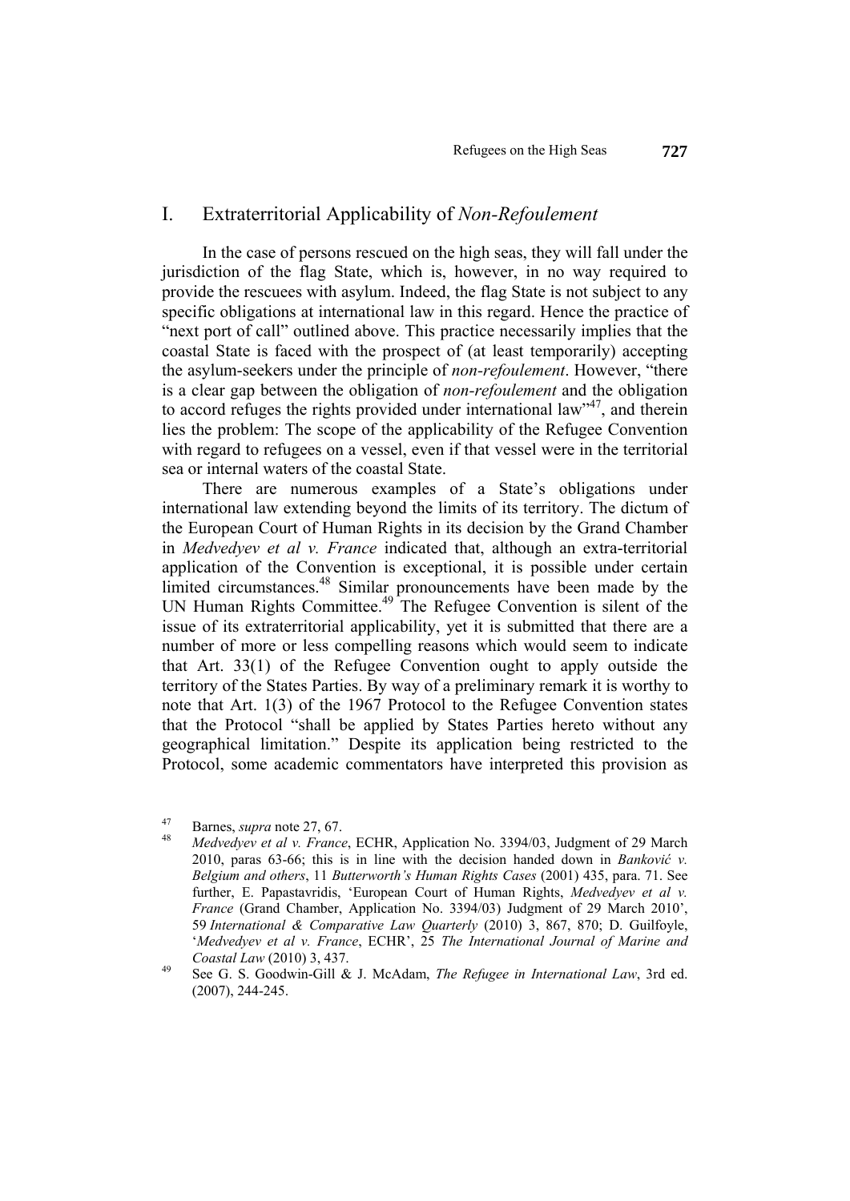## I. Extraterritorial Applicability of *Non-Refoulement*

In the case of persons rescued on the high seas, they will fall under the jurisdiction of the flag State, which is, however, in no way required to provide the rescuees with asylum. Indeed, the flag State is not subject to any specific obligations at international law in this regard. Hence the practice of "next port of call" outlined above. This practice necessarily implies that the coastal State is faced with the prospect of (at least temporarily) accepting the asylum-seekers under the principle of *non-refoulement*. However, "there is a clear gap between the obligation of *non-refoulement* and the obligation to accord refuges the rights provided under international law"[47], and therein lies the problem: The scope of the applicability of the Refugee Convention with regard to refugees on a vessel, even if that vessel were in the territorial sea or internal waters of the coastal State.

There are numerous examples of a State's obligations under international law extending beyond the limits of its territory. The dictum of the European Court of Human Rights in its decision by the Grand Chamber in *Medvedyev et al v. France* indicated that, although an extra-territorial application of the Convention is exceptional, it is possible under certain limited circumstances.[48] Similar pronouncements have been made by the UN Human Rights Committee.[49] The Refugee Convention is silent of the issue of its extraterritorial applicability, yet it is submitted that there are a number of more or less compelling reasons which would seem to indicate that Art. 33(1) of the Refugee Convention ought to apply outside the territory of the States Parties. By way of a preliminary remark it is worthy to note that Art. 1(3) of the 1967 Protocol to the Refugee Convention states that the Protocol "shall be applied by States Parties hereto without any geographical limitation." Despite its application being restricted to the Protocol, some academic commentators have interpreted this provision as

---

[47] Barnes, *supra* note 27, 67.

[48] *Medvedyev et al v. France*, ECHR, Application No. 3394/03, Judgment of 29 March 2010, paras 63-66; this is in line with the decision handed down in *Banković v. Belgium and others*, 11 *Butterworth's Human Rights Cases* (2001) 435, para. 71. See further, E. Papastavridis, 'European Court of Human Rights, *Medvedyev et al v. France* (Grand Chamber, Application No. 3394/03) Judgment of 29 March 2010', 59 *International & Comparative Law Quarterly* (2010) 3, 867, 870; D. Guilfoyle, '*Medvedyev et al v. France*, ECHR', 25 *The International Journal of Marine and Coastal Law* (2010) 3, 437.

[49] See G. S. Goodwin-Gill & J. McAdam, *The Refugee in International Law*, 3rd ed. (2007), 244-245.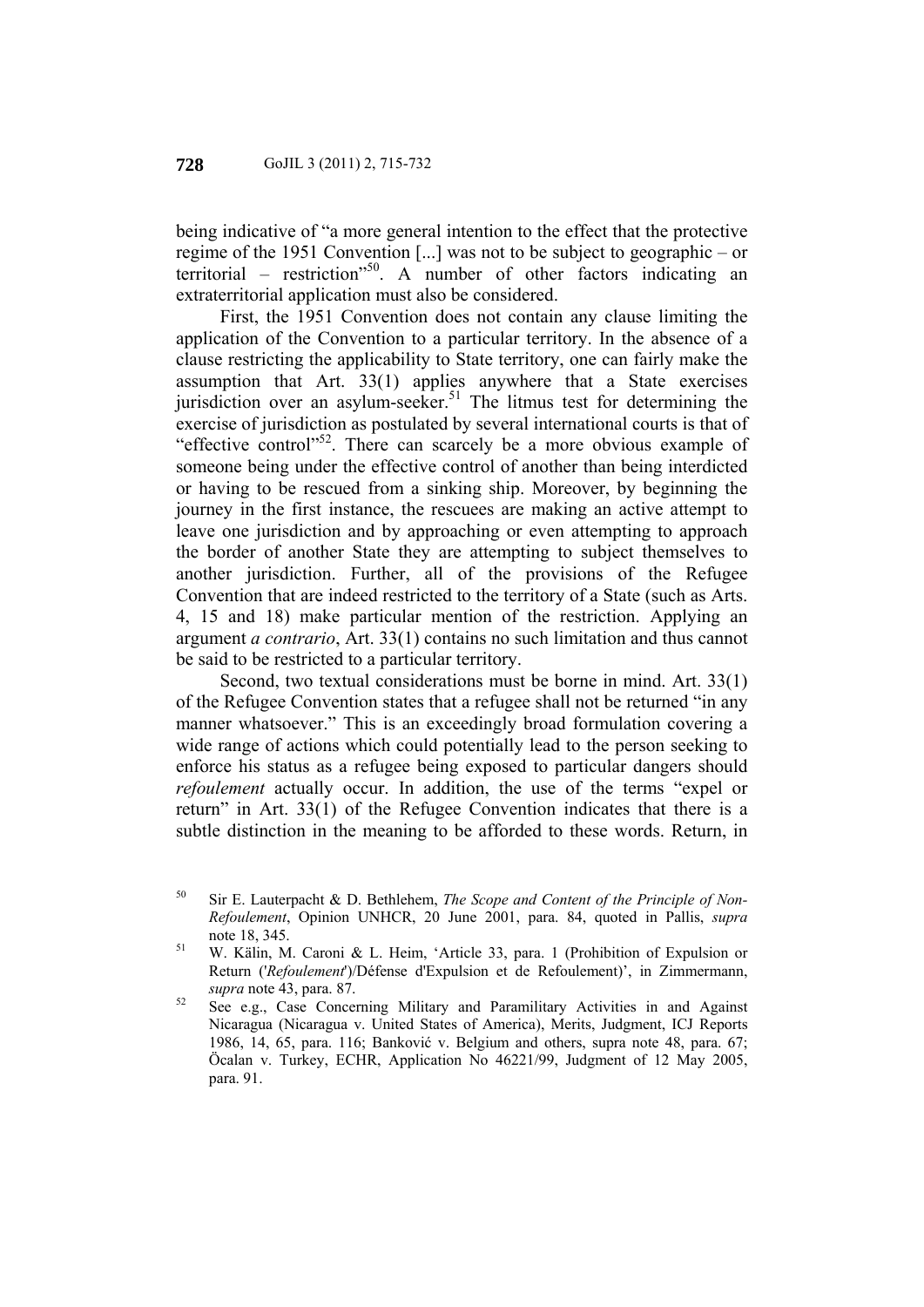being indicative of "a more general intention to the effect that the protective regime of the 1951 Convention [...] was not to be subject to geographic – or territorial – restriction"[50]. A number of other factors indicating an extraterritorial application must also be considered.

First, the 1951 Convention does not contain any clause limiting the application of the Convention to a particular territory. In the absence of a clause restricting the applicability to State territory, one can fairly make the assumption that Art. 33(1) applies anywhere that a State exercises jurisdiction over an asylum-seeker.[51] The litmus test for determining the exercise of jurisdiction as postulated by several international courts is that of "effective control"[52]. There can scarcely be a more obvious example of someone being under the effective control of another than being interdicted or having to be rescued from a sinking ship. Moreover, by beginning the journey in the first instance, the rescuees are making an active attempt to leave one jurisdiction and by approaching or even attempting to approach the border of another State they are attempting to subject themselves to another jurisdiction. Further, all of the provisions of the Refugee Convention that are indeed restricted to the territory of a State (such as Arts. 4, 15 and 18) make particular mention of the restriction. Applying an argument *a contrario*, Art. 33(1) contains no such limitation and thus cannot be said to be restricted to a particular territory.

Second, two textual considerations must be borne in mind. Art. 33(1) of the Refugee Convention states that a refugee shall not be returned "in any manner whatsoever." This is an exceedingly broad formulation covering a wide range of actions which could potentially lead to the person seeking to enforce his status as a refugee being exposed to particular dangers should *refoulement* actually occur. In addition, the use of the terms "expel or return" in Art. 33(1) of the Refugee Convention indicates that there is a subtle distinction in the meaning to be afforded to these words. Return, in

---

[50] Sir E. Lauterpacht & D. Bethlehem, *The Scope and Content of the Principle of Non-Refoulement*, Opinion UNHCR, 20 June 2001, para. 84, quoted in Pallis, *supra* note 18, 345.

[51] W. Kälin, M. Caroni & L. Heim, 'Article 33, para. 1 (Prohibition of Expulsion or Return ('*Refoulement*')/Défense d'Expulsion et de Refoulement)', in Zimmermann, *supra* note 43, para. 87.

[52] See e.g., Case Concerning Military and Paramilitary Activities in and Against Nicaragua (Nicaragua v. United States of America), Merits, Judgment, ICJ Reports 1986, 14, 65, para. 116; Banković v. Belgium and others, supra note 48, para. 67; Öcalan v. Turkey, ECHR, Application No 46221/99, Judgment of 12 May 2005, para. 91.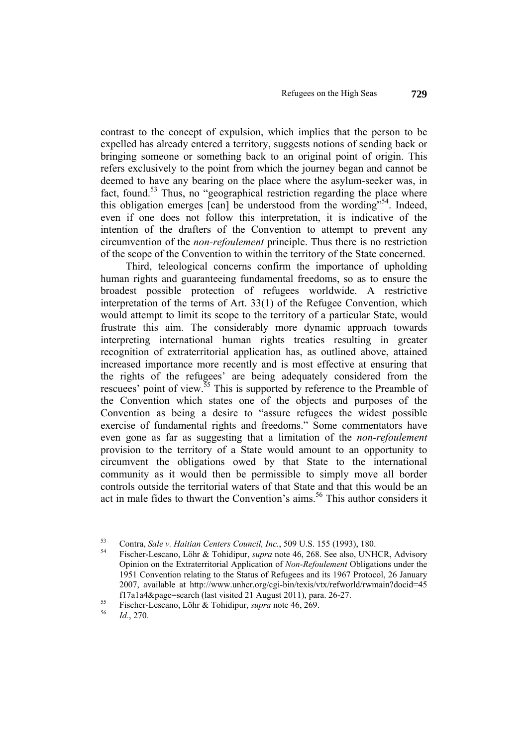contrast to the concept of expulsion, which implies that the person to be expelled has already entered a territory, suggests notions of sending back or bringing someone or something back to an original point of origin. This refers exclusively to the point from which the journey began and cannot be deemed to have any bearing on the place where the asylum-seeker was, in fact, found.[53] Thus, no "geographical restriction regarding the place where this obligation emerges [can] be understood from the wording"[54]. Indeed, even if one does not follow this interpretation, it is indicative of the intention of the drafters of the Convention to attempt to prevent any circumvention of the *non-refoulement* principle. Thus there is no restriction of the scope of the Convention to within the territory of the State concerned.

Third, teleological concerns confirm the importance of upholding human rights and guaranteeing fundamental freedoms, so as to ensure the broadest possible protection of refugees worldwide. A restrictive interpretation of the terms of Art. 33(1) of the Refugee Convention, which would attempt to limit its scope to the territory of a particular State, would frustrate this aim. The considerably more dynamic approach towards interpreting international human rights treaties resulting in greater recognition of extraterritorial application has, as outlined above, attained increased importance more recently and is most effective at ensuring that the rights of the refugees' are being adequately considered from the rescuees' point of view.[55] This is supported by reference to the Preamble of the Convention which states one of the objects and purposes of the Convention as being a desire to "assure refugees the widest possible exercise of fundamental rights and freedoms." Some commentators have even gone as far as suggesting that a limitation of the *non-refoulement* provision to the territory of a State would amount to an opportunity to circumvent the obligations owed by that State to the international community as it would then be permissible to simply move all border controls outside the territorial waters of that State and that this would be an act in male fides to thwart the Convention's aims.[56] This author considers it

---

[53] Contra, *Sale v. Haitian Centers Council, Inc.*, 509 U.S. 155 (1993), 180.

[54] Fischer-Lescano, Löhr & Tohidipur, *supra* note 46, 268. See also, UNHCR, Advisory Opinion on the Extraterritorial Application of *Non-Refoulement* Obligations under the 1951 Convention relating to the Status of Refugees and its 1967 Protocol, 26 January 2007, available at http://www.unhcr.org/cgi-bin/texis/vtx/refworld/rwmain?docid=45f17a1a4&page=search (last visited 21 August 2011), para. 26-27.

[55] Fischer-Lescano, Löhr & Tohidipur, *supra* note 46, 269.

[56] *Id.*, 270.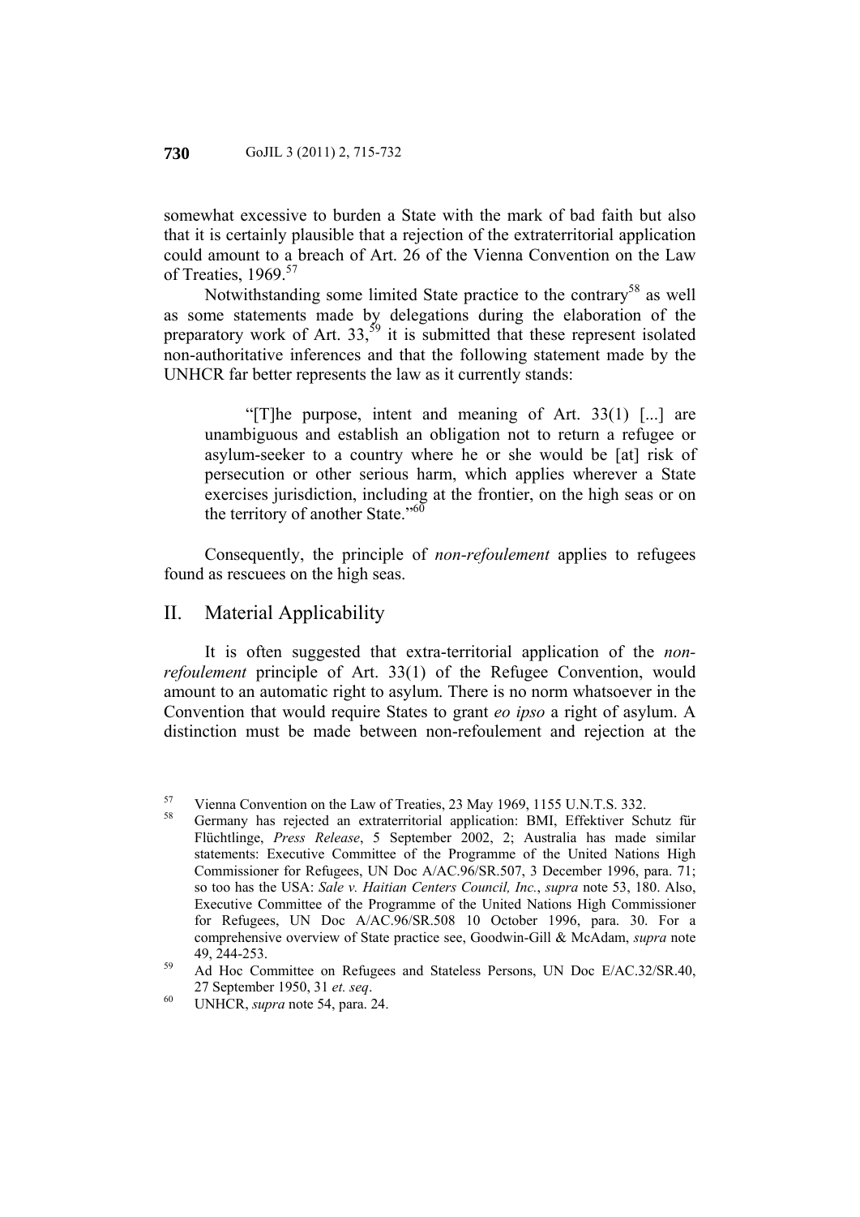somewhat excessive to burden a State with the mark of bad faith but also that it is certainly plausible that a rejection of the extraterritorial application could amount to a breach of Art. 26 of the Vienna Convention on the Law of Treaties, 1969.[57]

Notwithstanding some limited State practice to the contrary[58] as well as some statements made by delegations during the elaboration of the preparatory work of Art. 33,[59] it is submitted that these represent isolated non-authoritative inferences and that the following statement made by the UNHCR far better represents the law as it currently stands:

> "[T]he purpose, intent and meaning of Art. 33(1) [...] are unambiguous and establish an obligation not to return a refugee or asylum-seeker to a country where he or she would be [at] risk of persecution or other serious harm, which applies wherever a State exercises jurisdiction, including at the frontier, on the high seas or on the territory of another State."[60]

Consequently, the principle of *non-refoulement* applies to refugees found as rescuees on the high seas.

## II. Material Applicability

It is often suggested that extra-territorial application of the *non-refoulement* principle of Art. 33(1) of the Refugee Convention, would amount to an automatic right to asylum. There is no norm whatsoever in the Convention that would require States to grant *eo ipso* a right of asylum. A distinction must be made between non-refoulement and rejection at the

---

[57] Vienna Convention on the Law of Treaties, 23 May 1969, 1155 U.N.T.S. 332.

[58] Germany has rejected an extraterritorial application: BMI, Effektiver Schutz für Flüchtlinge, *Press Release*, 5 September 2002, 2; Australia has made similar statements: Executive Committee of the Programme of the United Nations High Commissioner for Refugees, UN Doc A/AC.96/SR.507, 3 December 1996, para. 71; so too has the USA: *Sale v. Haitian Centers Council, Inc.*, *supra* note 53, 180. Also, Executive Committee of the Programme of the United Nations High Commissioner for Refugees, UN Doc A/AC.96/SR.508 10 October 1996, para. 30. For a comprehensive overview of State practice see, Goodwin-Gill & McAdam, *supra* note 49, 244-253.

[59] Ad Hoc Committee on Refugees and Stateless Persons, UN Doc E/AC.32/SR.40, 27 September 1950, 31 *et. seq*.

[60] UNHCR, *supra* note 54, para. 24.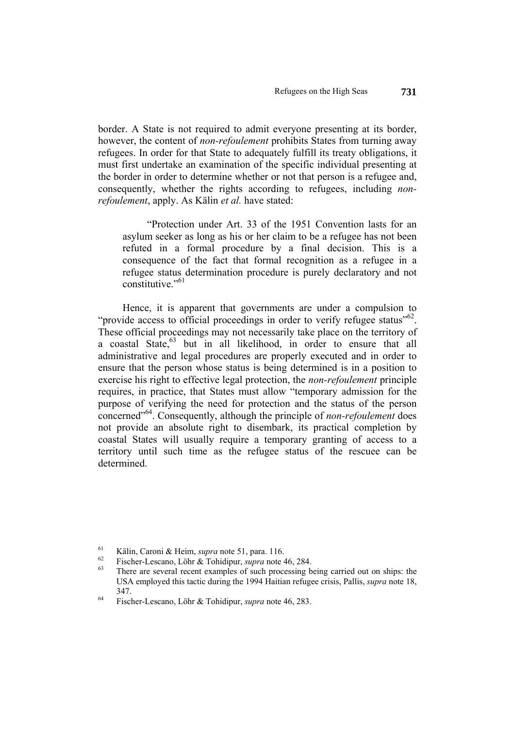border. A State is not required to admit everyone presenting at its border, however, the content of *non-refoulement* prohibits States from turning away refugees. In order for that State to adequately fulfill its treaty obligations, it must first undertake an examination of the specific individual presenting at the border in order to determine whether or not that person is a refugee and, consequently, whether the rights according to refugees, including *non-refoulement*, apply. As Kälin *et al.* have stated:

> "Protection under Art. 33 of the 1951 Convention lasts for an asylum seeker as long as his or her claim to be a refugee has not been refuted in a formal procedure by a final decision. This is a consequence of the fact that formal recognition as a refugee in a refugee status determination procedure is purely declaratory and not constitutive."[61]

Hence, it is apparent that governments are under a compulsion to "provide access to official proceedings in order to verify refugee status"[62]. These official proceedings may not necessarily take place on the territory of a coastal State,[63] but in all likelihood, in order to ensure that all administrative and legal procedures are properly executed and in order to ensure that the person whose status is being determined is in a position to exercise his right to effective legal protection, the *non-refoulement* principle requires, in practice, that States must allow "temporary admission for the purpose of verifying the need for protection and the status of the person concerned"[64]. Consequently, although the principle of *non-refoulement* does not provide an absolute right to disembark, its practical completion by coastal States will usually require a temporary granting of access to a territory until such time as the refugee status of the rescuee can be determined.

---

[61] Kälin, Caroni & Heim, *supra* note 51, para. 116.

[62] Fischer-Lescano, Löhr & Tohidipur, *supra* note 46, 284.

[63] There are several recent examples of such processing being carried out on ships: the USA employed this tactic during the 1994 Haitian refugee crisis, Pallis, *supra* note 18, 347.

[64] Fischer-Lescano, Löhr & Tohidipur, *supra* note 46, 283.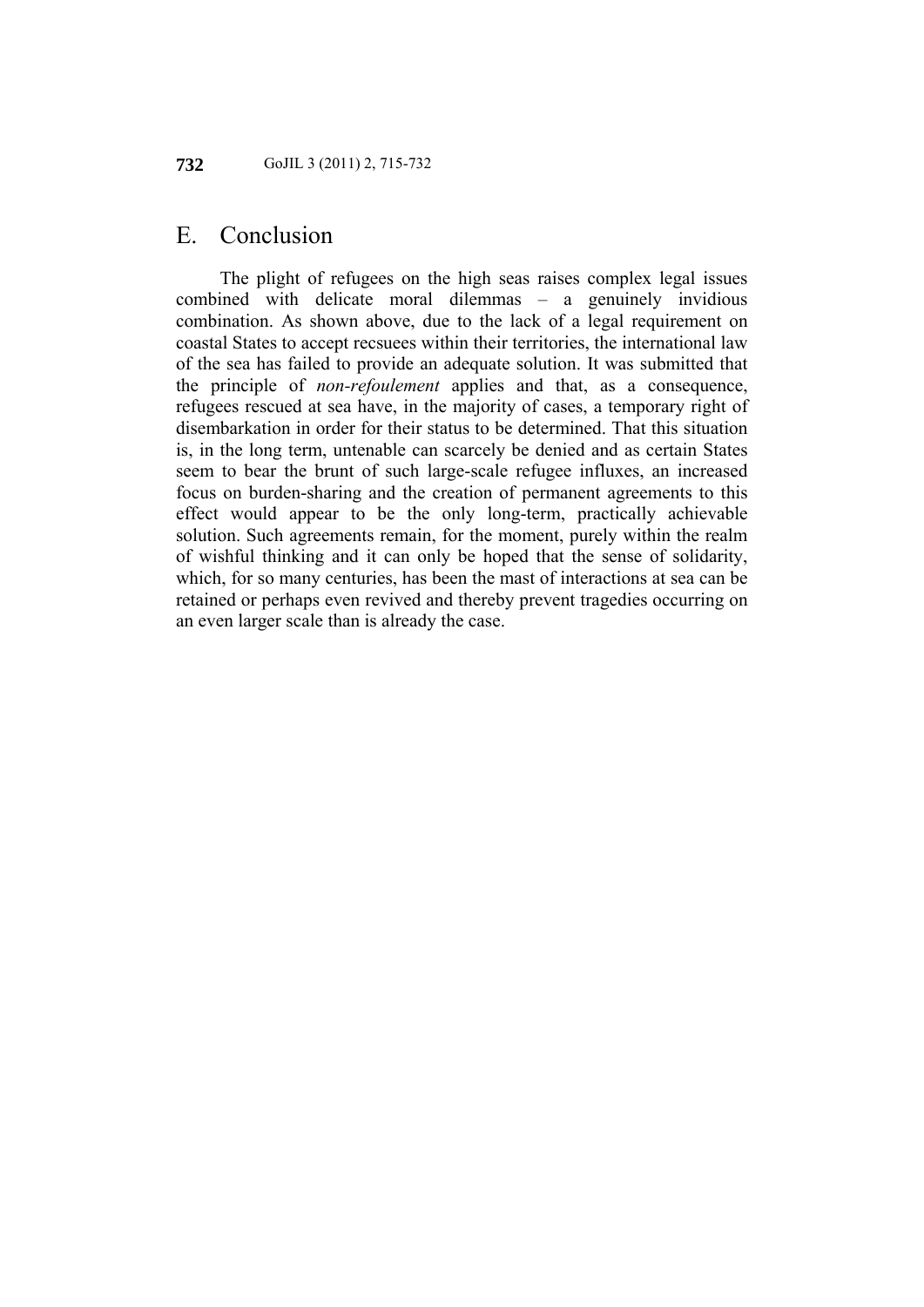## E. Conclusion

The plight of refugees on the high seas raises complex legal issues combined with delicate moral dilemmas – a genuinely invidious combination. As shown above, due to the lack of a legal requirement on coastal States to accept recsuees within their territories, the international law of the sea has failed to provide an adequate solution. It was submitted that the principle of *non-refoulement* applies and that, as a consequence, refugees rescued at sea have, in the majority of cases, a temporary right of disembarkation in order for their status to be determined. That this situation is, in the long term, untenable can scarcely be denied and as certain States seem to bear the brunt of such large-scale refugee influxes, an increased focus on burden-sharing and the creation of permanent agreements to this effect would appear to be the only long-term, practically achievable solution. Such agreements remain, for the moment, purely within the realm of wishful thinking and it can only be hoped that the sense of solidarity, which, for so many centuries, has been the mast of interactions at sea can be retained or perhaps even revived and thereby prevent tragedies occurring on an even larger scale than is already the case.